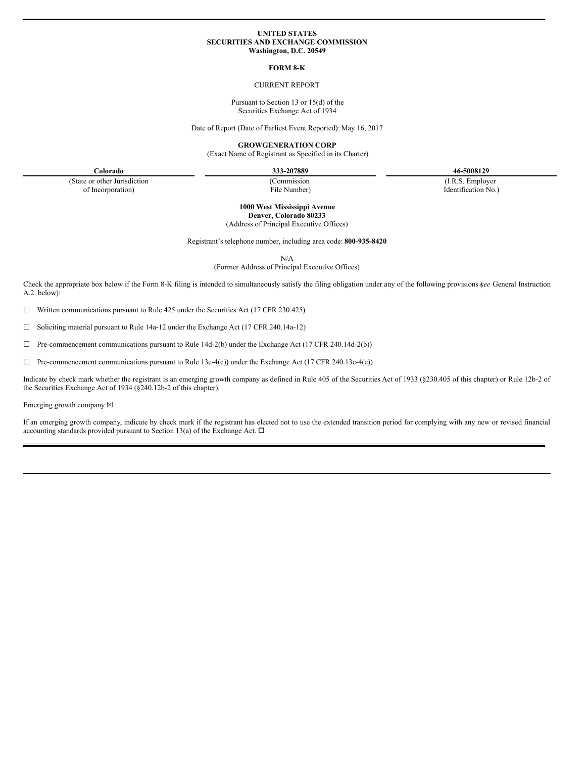**UNITED STATES**
**SECURITIES AND EXCHANGE COMMISSION**
**Washington, D.C. 20549**

**FORM 8-K**

CURRENT REPORT

Pursuant to Section 13 or 15(d) of the
Securities Exchange Act of 1934

Date of Report (Date of Earliest Event Reported): May 16, 2017

**GROWGENERATION CORP**
(Exact Name of Registrant as Specified in its Charter)

| **Colorado** | **333-207889** | **46-5008129** |
|---|---|---|
| (State or other Jurisdiction of Incorporation) | (Commission File Number) | (I.R.S. Employer Identification No.) |

**1000 West Mississippi Avenue**
**Denver, Colorado 80233**
(Address of Principal Executive Offices)

Registrant's telephone number, including area code: **800-935-8420**

N/A
(Former Address of Principal Executive Offices)

Check the appropriate box below if the Form 8-K filing is intended to simultaneously satisfy the filing obligation under any of the following provisions (*see* General Instruction A.2. below):

☐ Written communications pursuant to Rule 425 under the Securities Act (17 CFR 230.425)

☐ Soliciting material pursuant to Rule 14a-12 under the Exchange Act (17 CFR 240.14a-12)

☐ Pre-commencement communications pursuant to Rule 14d-2(b) under the Exchange Act (17 CFR 240.14d-2(b))

☐ Pre-commencement communications pursuant to Rule 13e-4(c)) under the Exchange Act (17 CFR 240.13e-4(c))

Indicate by check mark whether the registrant is an emerging growth company as defined in Rule 405 of the Securities Act of 1933 (§230.405 of this chapter) or Rule 12b-2 of the Securities Exchange Act of 1934 (§240.12b-2 of this chapter).

Emerging growth company ☒

If an emerging growth company, indicate by check mark if the registrant has elected not to use the extended transition period for complying with any new or revised financial accounting standards provided pursuant to Section 13(a) of the Exchange Act. ☐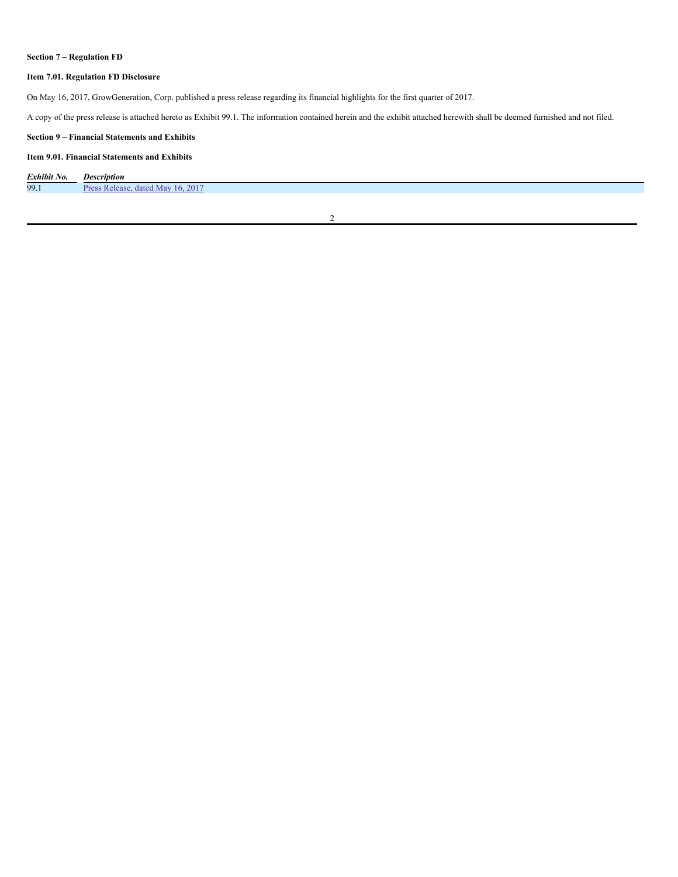**Section 7 – Regulation FD**

**Item 7.01. Regulation FD Disclosure**

On May 16, 2017, GrowGeneration, Corp. published a press release regarding its financial highlights for the first quarter of 2017.

A copy of the press release is attached hereto as Exhibit 99.1. The information contained herein and the exhibit attached herewith shall be deemed furnished and not filed.

**Section 9 – Financial Statements and Exhibits**

**Item 9.01. Financial Statements and Exhibits**

| *Exhibit No.* | *Description* |
| --- | --- |
| 99.1 | Press Release, dated May 16, 2017 |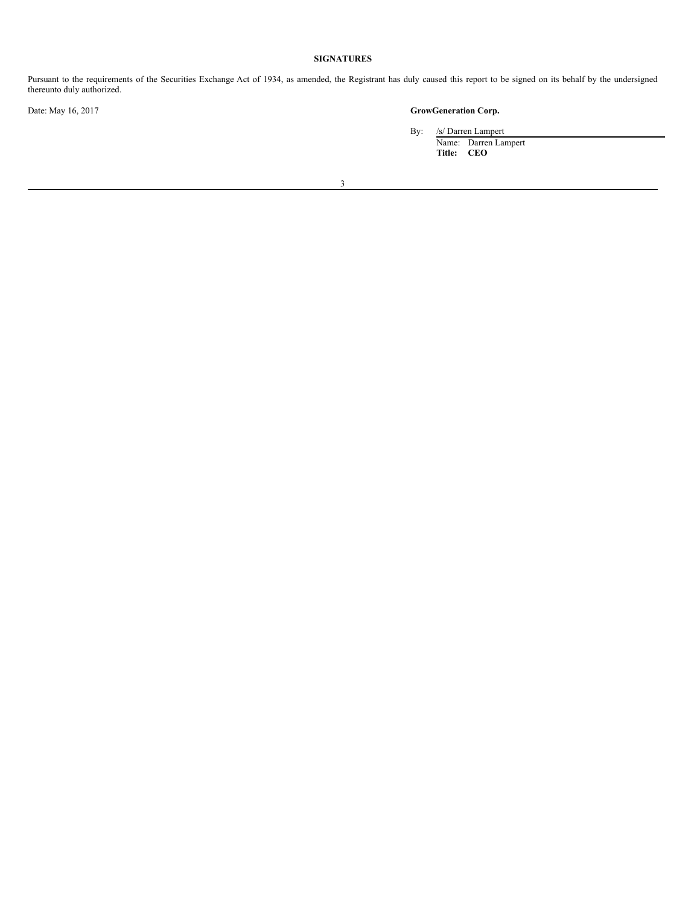## SIGNATURES

Pursuant to the requirements of the Securities Exchange Act of 1934, as amended, the Registrant has duly caused this report to be signed on its behalf by the undersigned thereunto duly authorized.

Date: May 16, 2017

**GrowGeneration Corp.**

By: /s/ Darren Lampert  
Name: Darren Lampert  
**Title: CEO**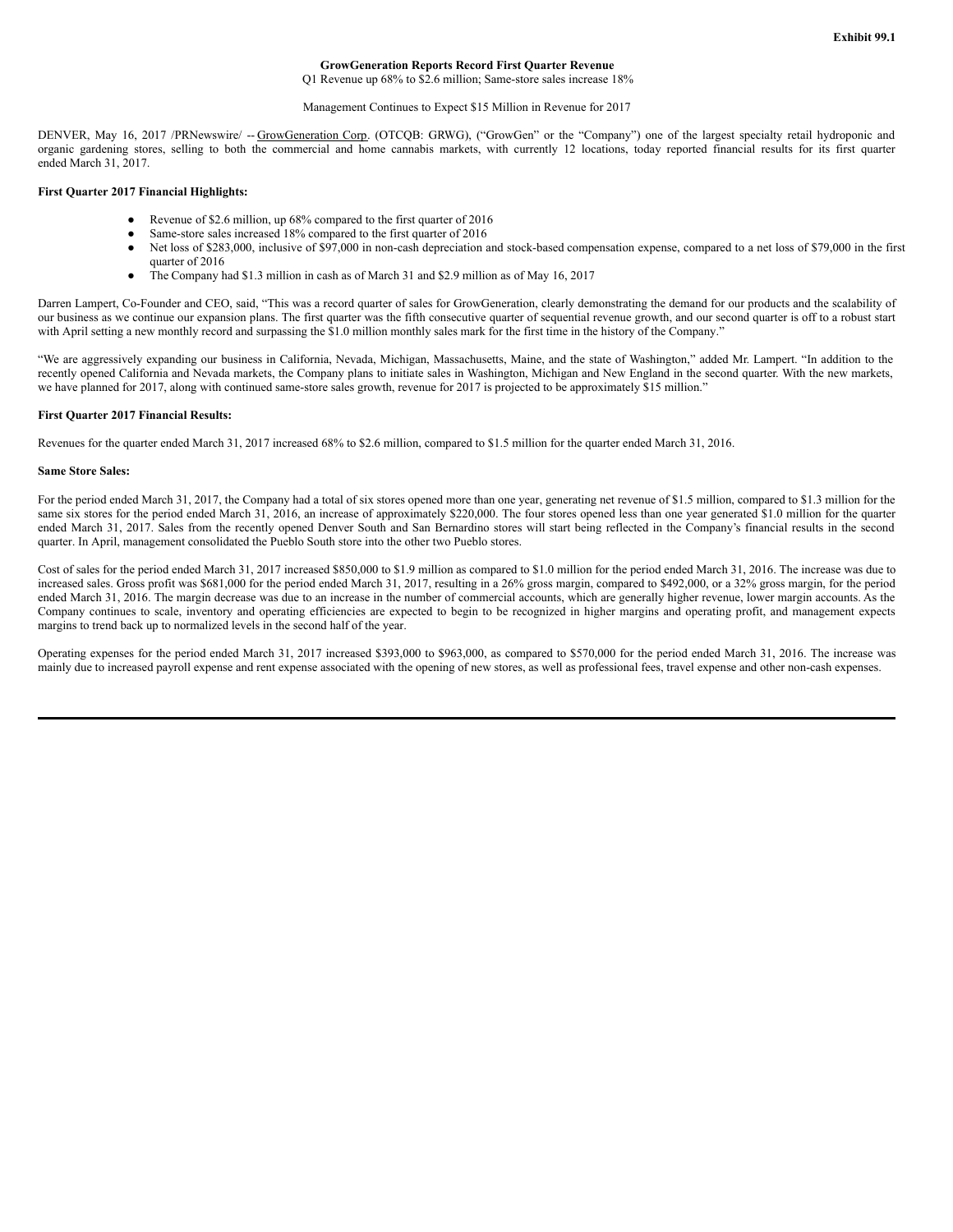**Exhibit 99.1**

**GrowGeneration Reports Record First Quarter Revenue**

Q1 Revenue up 68% to $2.6 million; Same-store sales increase 18%

Management Continues to Expect $15 Million in Revenue for 2017

DENVER, May 16, 2017 /PRNewswire/ -- GrowGeneration Corp. (OTCQB: GRWG), ("GrowGen" or the "Company") one of the largest specialty retail hydroponic and organic gardening stores, selling to both the commercial and home cannabis markets, with currently 12 locations, today reported financial results for its first quarter ended March 31, 2017.

**First Quarter 2017 Financial Highlights:**

- Revenue of $2.6 million, up 68% compared to the first quarter of 2016
- Same-store sales increased 18% compared to the first quarter of 2016
- Net loss of $283,000, inclusive of $97,000 in non-cash depreciation and stock-based compensation expense, compared to a net loss of $79,000 in the first quarter of 2016
- The Company had $1.3 million in cash as of March 31 and $2.9 million as of May 16, 2017

Darren Lampert, Co-Founder and CEO, said, "This was a record quarter of sales for GrowGeneration, clearly demonstrating the demand for our products and the scalability of our business as we continue our expansion plans. The first quarter was the fifth consecutive quarter of sequential revenue growth, and our second quarter is off to a robust start with April setting a new monthly record and surpassing the $1.0 million monthly sales mark for the first time in the history of the Company."

"We are aggressively expanding our business in California, Nevada, Michigan, Massachusetts, Maine, and the state of Washington," added Mr. Lampert. "In addition to the recently opened California and Nevada markets, the Company plans to initiate sales in Washington, Michigan and New England in the second quarter. With the new markets, we have planned for 2017, along with continued same-store sales growth, revenue for 2017 is projected to be approximately $15 million."

**First Quarter 2017 Financial Results:**

Revenues for the quarter ended March 31, 2017 increased 68% to $2.6 million, compared to $1.5 million for the quarter ended March 31, 2016.

**Same Store Sales:**

For the period ended March 31, 2017, the Company had a total of six stores opened more than one year, generating net revenue of $1.5 million, compared to $1.3 million for the same six stores for the period ended March 31, 2016, an increase of approximately $220,000. The four stores opened less than one year generated $1.0 million for the quarter ended March 31, 2017. Sales from the recently opened Denver South and San Bernardino stores will start being reflected in the Company's financial results in the second quarter. In April, management consolidated the Pueblo South store into the other two Pueblo stores.

Cost of sales for the period ended March 31, 2017 increased $850,000 to $1.9 million as compared to $1.0 million for the period ended March 31, 2016. The increase was due to increased sales. Gross profit was $681,000 for the period ended March 31, 2017, resulting in a 26% gross margin, compared to $492,000, or a 32% gross margin, for the period ended March 31, 2016. The margin decrease was due to an increase in the number of commercial accounts, which are generally higher revenue, lower margin accounts. As the Company continues to scale, inventory and operating efficiencies are expected to begin to be recognized in higher margins and operating profit, and management expects margins to trend back up to normalized levels in the second half of the year.

Operating expenses for the period ended March 31, 2017 increased $393,000 to $963,000, as compared to $570,000 for the period ended March 31, 2016. The increase was mainly due to increased payroll expense and rent expense associated with the opening of new stores, as well as professional fees, travel expense and other non-cash expenses.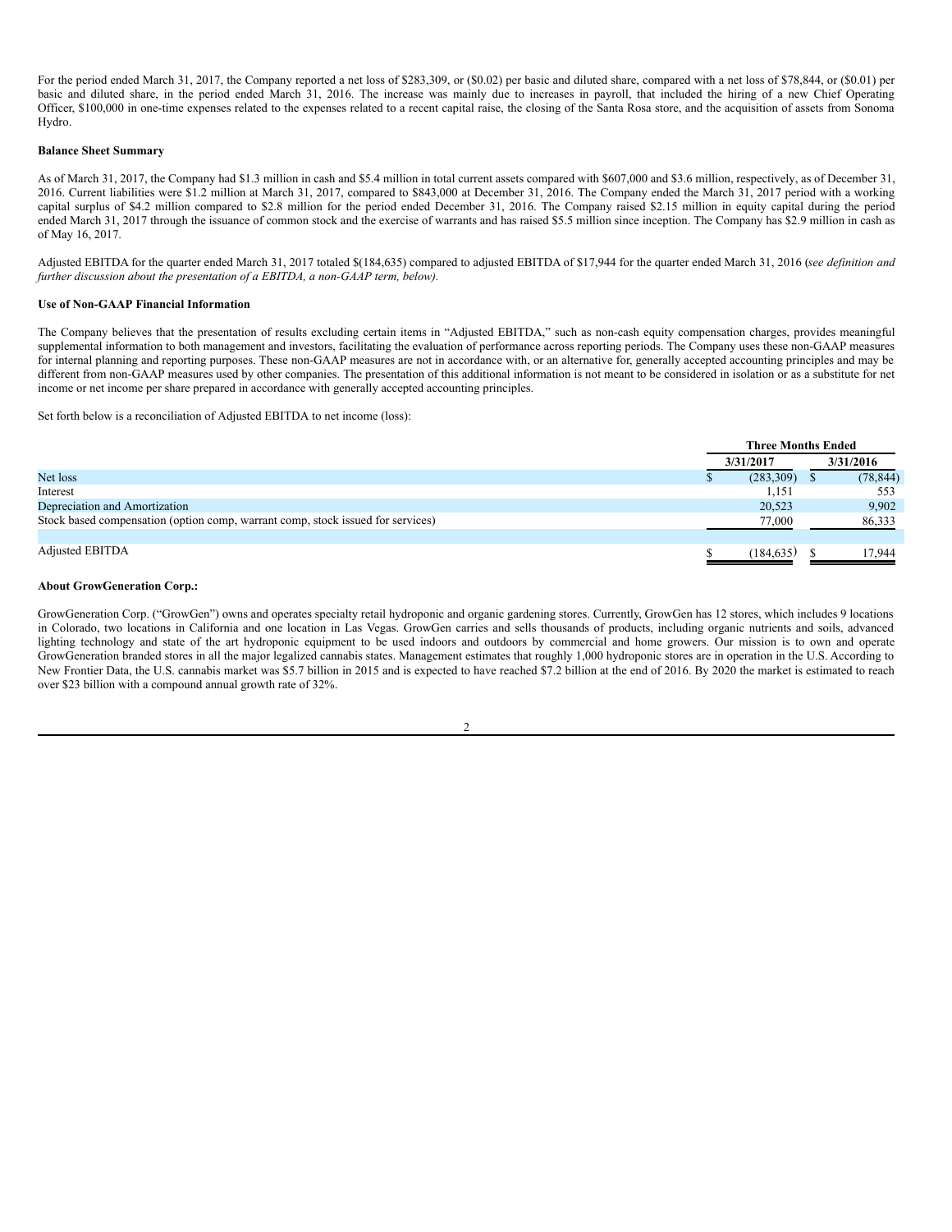For the period ended March 31, 2017, the Company reported a net loss of $283,309, or ($0.02) per basic and diluted share, compared with a net loss of $78,844, or ($0.01) per basic and diluted share, in the period ended March 31, 2016. The increase was mainly due to increases in payroll, that included the hiring of a new Chief Operating Officer, $100,000 in one-time expenses related to the expenses related to a recent capital raise, the closing of the Santa Rosa store, and the acquisition of assets from Sonoma Hydro.

**Balance Sheet Summary**

As of March 31, 2017, the Company had $1.3 million in cash and $5.4 million in total current assets compared with $607,000 and $3.6 million, respectively, as of December 31, 2016. Current liabilities were $1.2 million at March 31, 2017, compared to $843,000 at December 31, 2016. The Company ended the March 31, 2017 period with a working capital surplus of $4.2 million compared to $2.8 million for the period ended December 31, 2016. The Company raised $2.15 million in equity capital during the period ended March 31, 2017 through the issuance of common stock and the exercise of warrants and has raised $5.5 million since inception. The Company has $2.9 million in cash as of May 16, 2017.

Adjusted EBITDA for the quarter ended March 31, 2017 totaled $(184,635) compared to adjusted EBITDA of $17,944 for the quarter ended March 31, 2016 (*see definition and further discussion about the presentation of a EBITDA, a non-GAAP term, below).*

**Use of Non-GAAP Financial Information**

The Company believes that the presentation of results excluding certain items in "Adjusted EBITDA," such as non-cash equity compensation charges, provides meaningful supplemental information to both management and investors, facilitating the evaluation of performance across reporting periods. The Company uses these non-GAAP measures for internal planning and reporting purposes. These non-GAAP measures are not in accordance with, or an alternative for, generally accepted accounting principles and may be different from non-GAAP measures used by other companies. The presentation of this additional information is not meant to be considered in isolation or as a substitute for net income or net income per share prepared in accordance with generally accepted accounting principles.

Set forth below is a reconciliation of Adjusted EBITDA to net income (loss):

| | Three Months Ended | |
|---|---|---|
| | 3/31/2017 | 3/31/2016 |
| Net loss | $ (283,309) | $ (78,844) |
| Interest | 1,151 | 553 |
| Depreciation and Amortization | 20,523 | 9,902 |
| Stock based compensation (option comp, warrant comp, stock issued for services) | 77,000 | 86,333 |
| Adjusted EBITDA | $ (184,635) | $ 17,944 |

**About GrowGeneration Corp.:**

GrowGeneration Corp. ("GrowGen") owns and operates specialty retail hydroponic and organic gardening stores. Currently, GrowGen has 12 stores, which includes 9 locations in Colorado, two locations in California and one location in Las Vegas. GrowGen carries and sells thousands of products, including organic nutrients and soils, advanced lighting technology and state of the art hydroponic equipment to be used indoors and outdoors by commercial and home growers. Our mission is to own and operate GrowGeneration branded stores in all the major legalized cannabis states. Management estimates that roughly 1,000 hydroponic stores are in operation in the U.S. According to New Frontier Data, the U.S. cannabis market was $5.7 billion in 2015 and is expected to have reached $7.2 billion at the end of 2016. By 2020 the market is estimated to reach over $23 billion with a compound annual growth rate of 32%.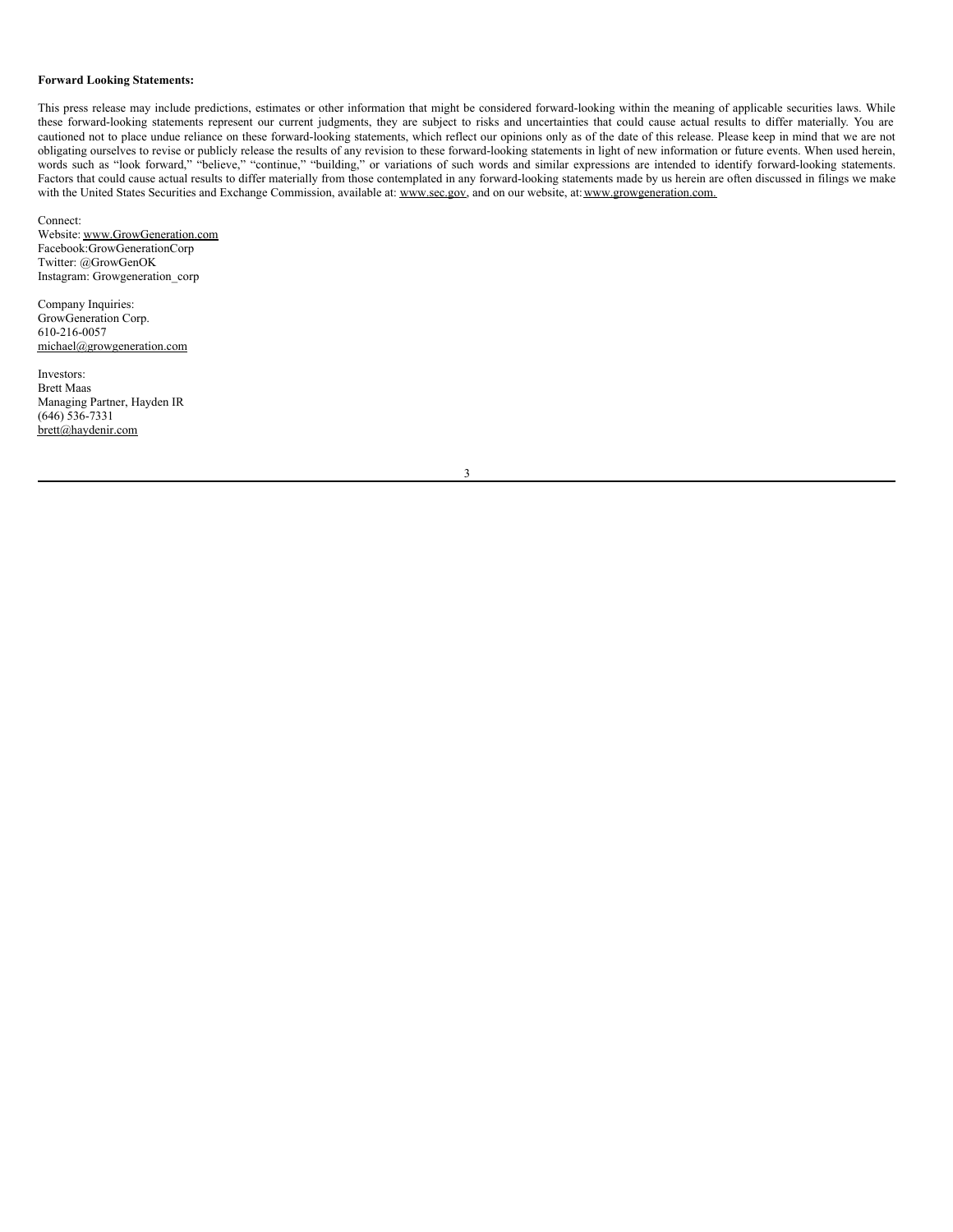**Forward Looking Statements:**

This press release may include predictions, estimates or other information that might be considered forward-looking within the meaning of applicable securities laws. While these forward-looking statements represent our current judgments, they are subject to risks and uncertainties that could cause actual results to differ materially. You are cautioned not to place undue reliance on these forward-looking statements, which reflect our opinions only as of the date of this release. Please keep in mind that we are not obligating ourselves to revise or publicly release the results of any revision to these forward-looking statements in light of new information or future events. When used herein, words such as "look forward," "believe," "continue," "building," or variations of such words and similar expressions are intended to identify forward-looking statements. Factors that could cause actual results to differ materially from those contemplated in any forward-looking statements made by us herein are often discussed in filings we make with the United States Securities and Exchange Commission, available at: www.sec.gov, and on our website, at: www.growgeneration.com.

Connect:
Website: www.GrowGeneration.com
Facebook:GrowGenerationCorp
Twitter: @GrowGenOK
Instagram: Growgeneration_corp

Company Inquiries:
GrowGeneration Corp.
610-216-0057
michael@growgeneration.com

Investors:
Brett Maas
Managing Partner, Hayden IR
(646) 536-7331
brett@haydenir.com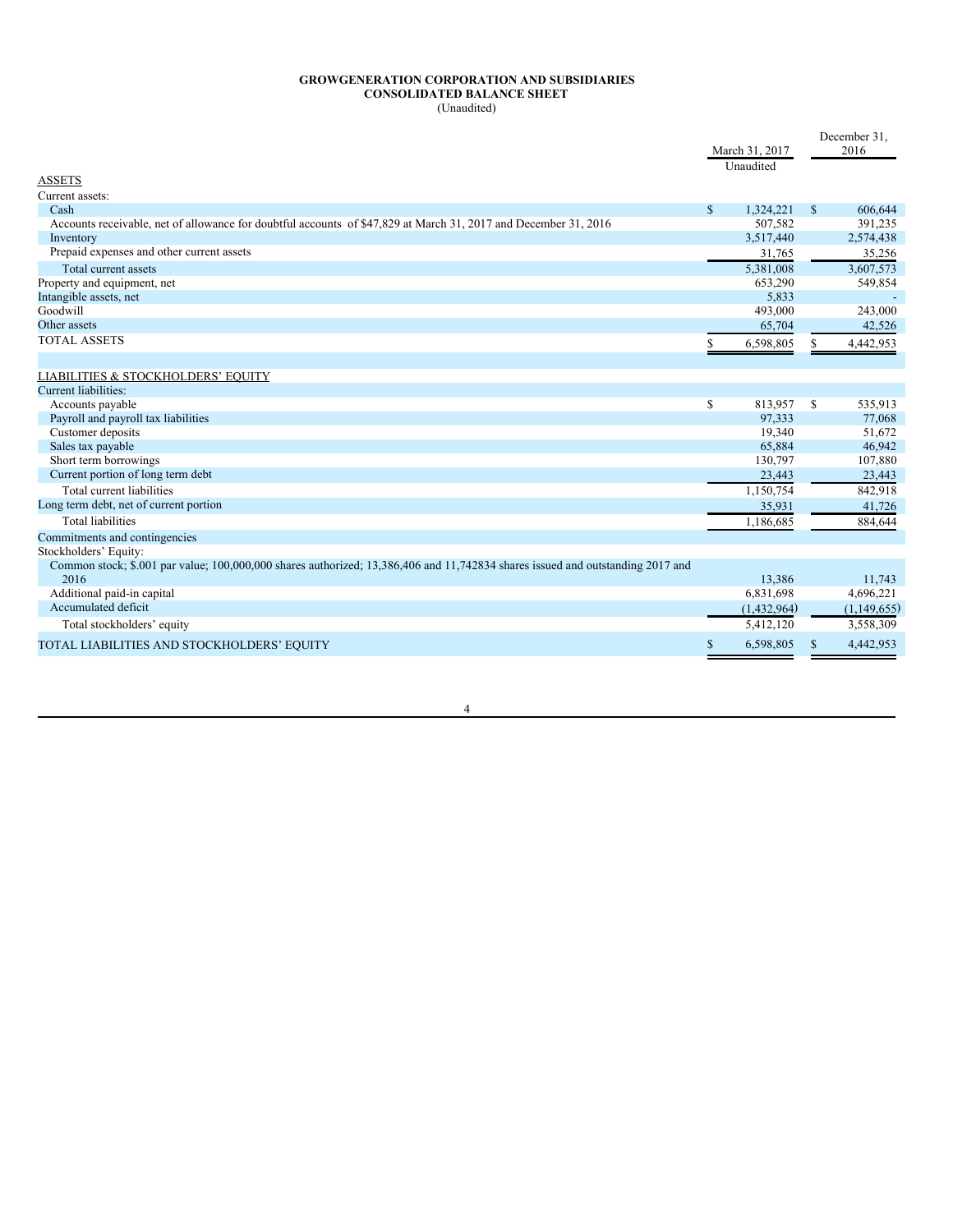**GROWGENERATION CORPORATION AND SUBSIDIARIES**
**CONSOLIDATED BALANCE SHEET**
(Unaudited)

| | March 31, 2017 Unaudited | | December 31, 2016 | |
|---|---|---|---|---|
| ASSETS | | | | |
| Current assets: | | | | |
| Cash | $ | 1,324,221 | $ | 606,644 |
| Accounts receivable, net of allowance for doubtful accounts of $47,829 at March 31, 2017 and December 31, 2016 | | 507,582 | | 391,235 |
| Inventory | | 3,517,440 | | 2,574,438 |
| Prepaid expenses and other current assets | | 31,765 | | 35,256 |
| Total current assets | | 5,381,008 | | 3,607,573 |
| Property and equipment, net | | 653,290 | | 549,854 |
| Intangible assets, net | | 5,833 | | - |
| Goodwill | | 493,000 | | 243,000 |
| Other assets | | 65,704 | | 42,526 |
| TOTAL ASSETS | $ | 6,598,805 | $ | 4,442,953 |
| | | | | |
| LIABILITIES & STOCKHOLDERS' EQUITY | | | | |
| Current liabilities: | | | | |
| Accounts payable | $ | 813,957 | $ | 535,913 |
| Payroll and payroll tax liabilities | | 97,333 | | 77,068 |
| Customer deposits | | 19,340 | | 51,672 |
| Sales tax payable | | 65,884 | | 46,942 |
| Short term borrowings | | 130,797 | | 107,880 |
| Current portion of long term debt | | 23,443 | | 23,443 |
| Total current liabilities | | 1,150,754 | | 842,918 |
| Long term debt, net of current portion | | 35,931 | | 41,726 |
| Total liabilities | | 1,186,685 | | 884,644 |
| Commitments and contingencies | | | | |
| Stockholders' Equity: | | | | |
| Common stock; $.001 par value; 100,000,000 shares authorized; 13,386,406 and 11,742834 shares issued and outstanding 2017 and 2016 | | 13,386 | | 11,743 |
| Additional paid-in capital | | 6,831,698 | | 4,696,221 |
| Accumulated deficit | | (1,432,964) | | (1,149,655) |
| Total stockholders' equity | | 5,412,120 | | 3,558,309 |
| TOTAL LIABILITIES AND STOCKHOLDERS' EQUITY | $ | 6,598,805 | $ | 4,442,953 |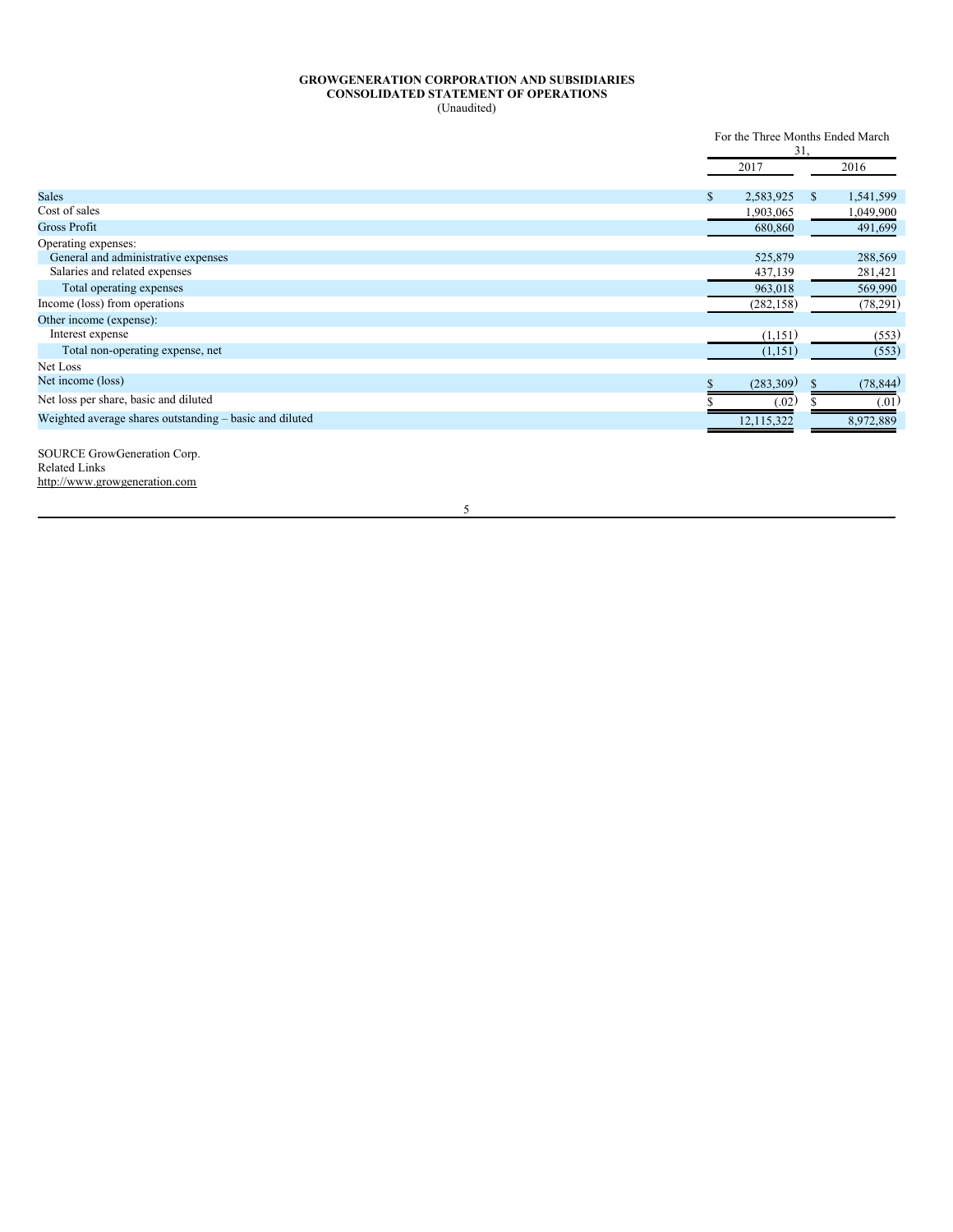**GROWGENERATION CORPORATION AND SUBSIDIARIES**
**CONSOLIDATED STATEMENT OF OPERATIONS**
(Unaudited)

| | For the Three Months Ended March 31, | |
|---|---|---|
| | 2017 | 2016 |
| Sales | $ 2,583,925 | $ 1,541,599 |
| Cost of sales | 1,903,065 | 1,049,900 |
| Gross Profit | 680,860 | 491,699 |
| Operating expenses: | | |
| General and administrative expenses | 525,879 | 288,569 |
| Salaries and related expenses | 437,139 | 281,421 |
| Total operating expenses | 963,018 | 569,990 |
| Income (loss) from operations | (282,158) | (78,291) |
| Other income (expense): | | |
| Interest expense | (1,151) | (553) |
| Total non-operating expense, net | (1,151) | (553) |
| Net Loss | | |
| Net income (loss) | $ (283,309) | $ (78,844) |
| Net loss per share, basic and diluted | $ (.02) | $ (.01) |
| Weighted average shares outstanding – basic and diluted | 12,115,322 | 8,972,889 |

SOURCE GrowGeneration Corp.
Related Links
http://www.growgeneration.com